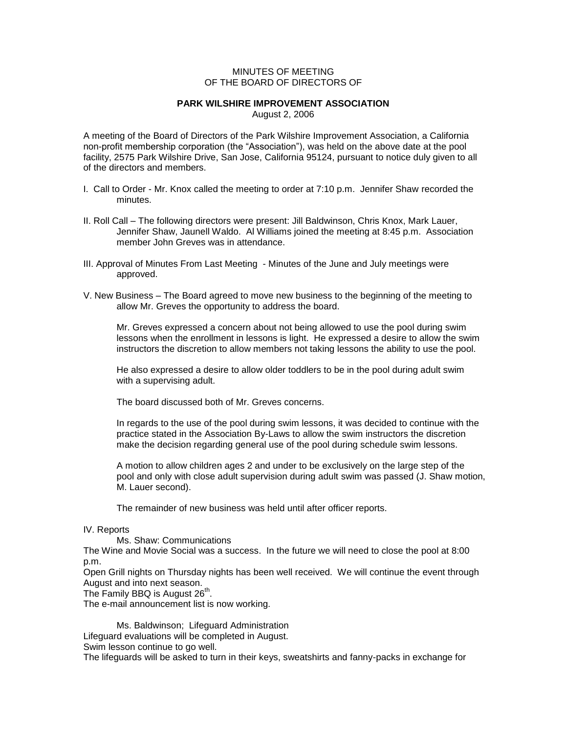MINUTES OF MEETING
OF THE BOARD OF DIRECTORS OF

**PARK WILSHIRE IMPROVEMENT ASSOCIATION**
August 2, 2006

A meeting of the Board of Directors of the Park Wilshire Improvement Association, a California non-profit membership corporation (the "Association"), was held on the above date at the pool facility, 2575 Park Wilshire Drive, San Jose, California 95124, pursuant to notice duly given to all of the directors and members.

I. Call to Order - Mr. Knox called the meeting to order at 7:10 p.m. Jennifer Shaw recorded the minutes.

II. Roll Call – The following directors were present: Jill Baldwinson, Chris Knox, Mark Lauer, Jennifer Shaw, Jaunell Waldo. Al Williams joined the meeting at 8:45 p.m. Association member John Greves was in attendance.

III. Approval of Minutes From Last Meeting - Minutes of the June and July meetings were approved.

V. New Business – The Board agreed to move new business to the beginning of the meeting to allow Mr. Greves the opportunity to address the board.

Mr. Greves expressed a concern about not being allowed to use the pool during swim lessons when the enrollment in lessons is light. He expressed a desire to allow the swim instructors the discretion to allow members not taking lessons the ability to use the pool.

He also expressed a desire to allow older toddlers to be in the pool during adult swim with a supervising adult.

The board discussed both of Mr. Greves concerns.

In regards to the use of the pool during swim lessons, it was decided to continue with the practice stated in the Association By-Laws to allow the swim instructors the discretion make the decision regarding general use of the pool during schedule swim lessons.

A motion to allow children ages 2 and under to be exclusively on the large step of the pool and only with close adult supervision during adult swim was passed (J. Shaw motion, M. Lauer second).

The remainder of new business was held until after officer reports.

IV. Reports

Ms. Shaw: Communications

The Wine and Movie Social was a success. In the future we will need to close the pool at 8:00 p.m.

Open Grill nights on Thursday nights has been well received. We will continue the event through August and into next season.

The Family BBQ is August 26th.

The e-mail announcement list is now working.

Ms. Baldwinson; Lifeguard Administration

Lifeguard evaluations will be completed in August.

Swim lesson continue to go well.

The lifeguards will be asked to turn in their keys, sweatshirts and fanny-packs in exchange for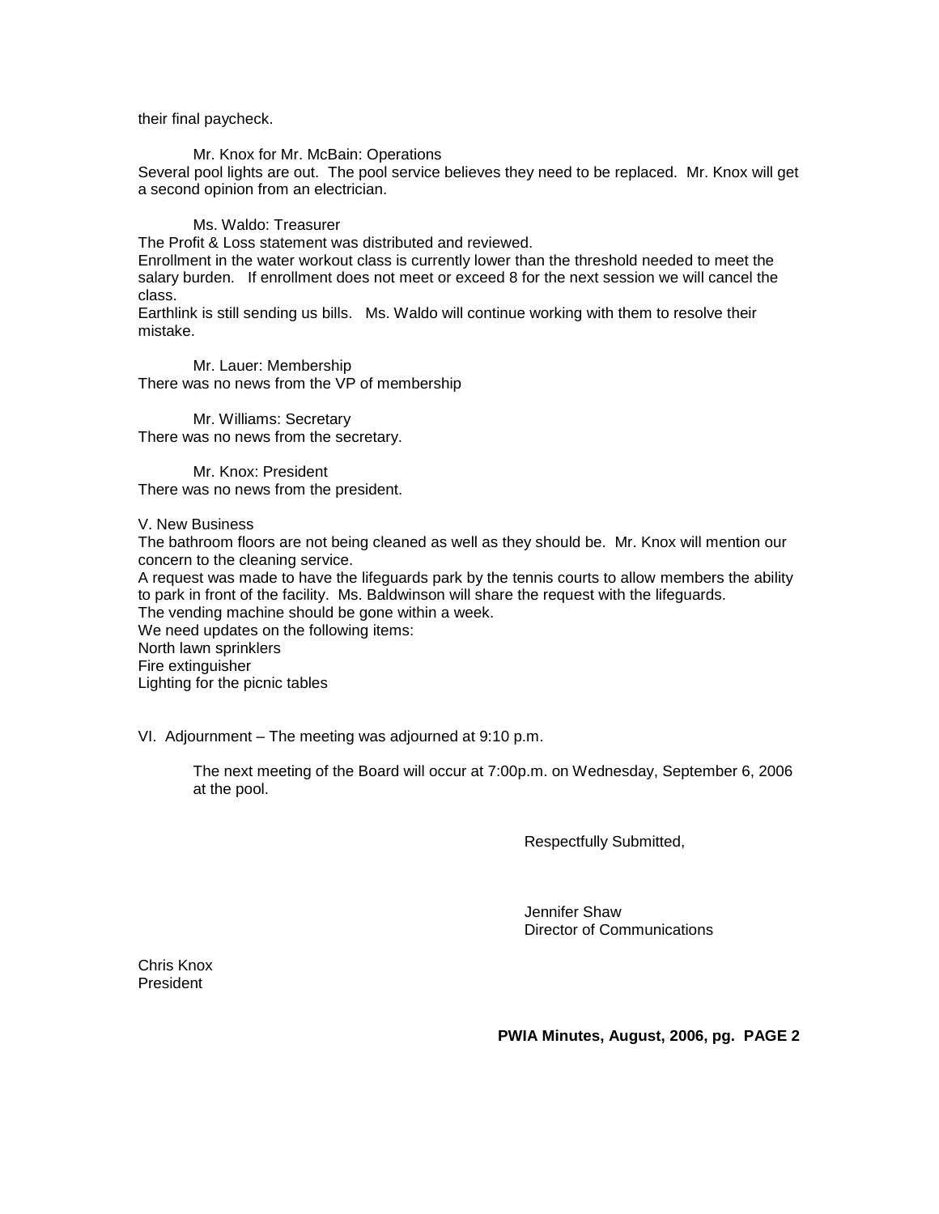their final paycheck.

Mr. Knox for Mr. McBain: Operations

Several pool lights are out. The pool service believes they need to be replaced. Mr. Knox will get a second opinion from an electrician.

Ms. Waldo: Treasurer

The Profit & Loss statement was distributed and reviewed.

Enrollment in the water workout class is currently lower than the threshold needed to meet the salary burden. If enrollment does not meet or exceed 8 for the next session we will cancel the class.

Earthlink is still sending us bills. Ms. Waldo will continue working with them to resolve their mistake.

Mr. Lauer: Membership

There was no news from the VP of membership

Mr. Williams: Secretary

There was no news from the secretary.

Mr. Knox: President

There was no news from the president.

V. New Business

The bathroom floors are not being cleaned as well as they should be. Mr. Knox will mention our concern to the cleaning service.

A request was made to have the lifeguards park by the tennis courts to allow members the ability to park in front of the facility. Ms. Baldwinson will share the request with the lifeguards.

The vending machine should be gone within a week.

We need updates on the following items:

North lawn sprinklers

Fire extinguisher

Lighting for the picnic tables

VI. Adjournment – The meeting was adjourned at 9:10 p.m.

The next meeting of the Board will occur at 7:00p.m. on Wednesday, September 6, 2006 at the pool.

Respectfully Submitted,

Jennifer Shaw
Director of Communications

Chris Knox
President